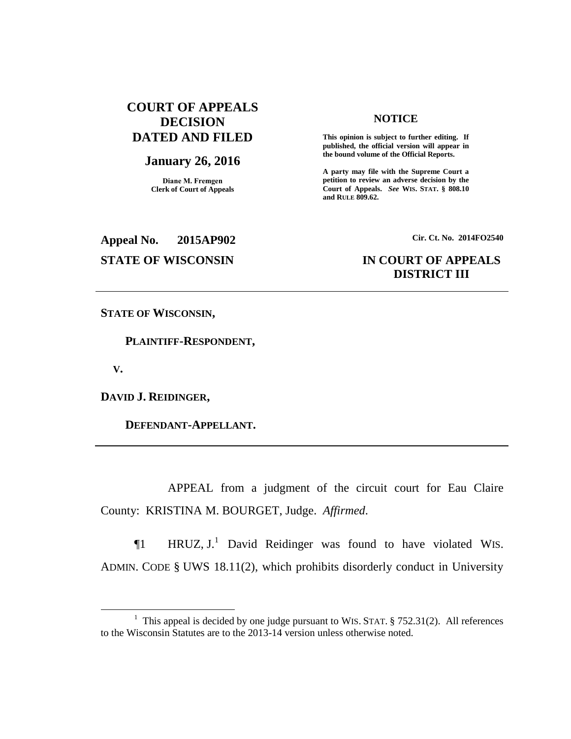**COURT OF APPEALS DECISION DATED AND FILED**

**January 26, 2016**

**Diane M. Fremgen**
**Clerk of Court of Appeals**

**NOTICE**

**This opinion is subject to further editing. If published, the official version will appear in the bound volume of the Official Reports.**

**A party may file with the Supreme Court a petition to review an adverse decision by the Court of Appeals.** ***See*** **WIS. STAT. § 808.10 and RULE 809.62.**

**Appeal No. 2015AP902** **Cir. Ct. No. 2014FO2540**

**STATE OF WISCONSIN** **IN COURT OF APPEALS DISTRICT III**

---

**STATE OF WISCONSIN,**

**PLAINTIFF-RESPONDENT,**

**V.**

**DAVID J. REIDINGER,**

**DEFENDANT-APPELLANT.**

---

APPEAL from a judgment of the circuit court for Eau Claire County: KRISTINA M. BOURGET, Judge. *Affirmed*.

¶1 HRUZ, J.[1] David Reidinger was found to have violated WIS. ADMIN. CODE § UWS 18.11(2), which prohibits disorderly conduct in University

[1] This appeal is decided by one judge pursuant to WIS. STAT. § 752.31(2). All references to the Wisconsin Statutes are to the 2013-14 version unless otherwise noted.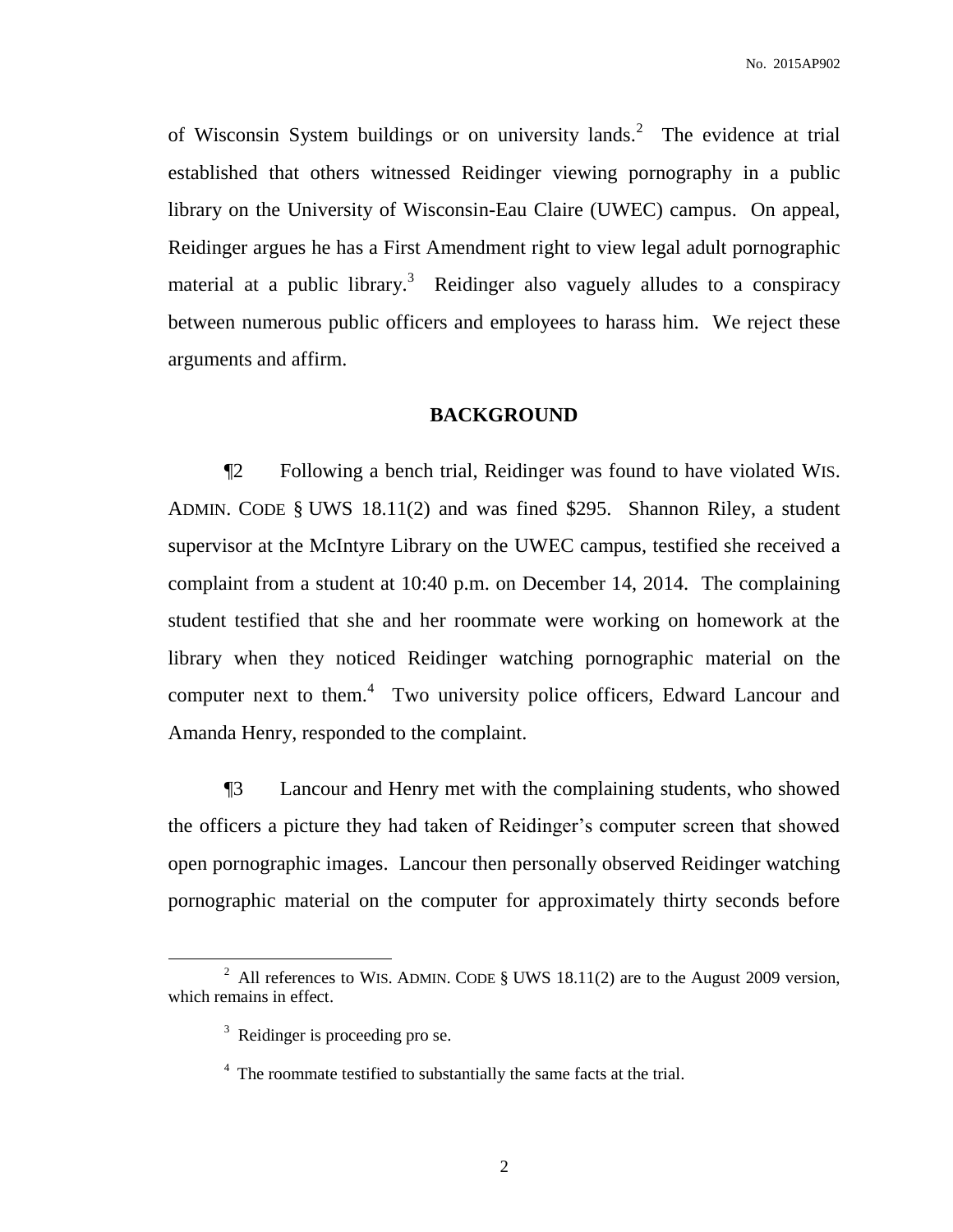of Wisconsin System buildings or on university lands.[2] The evidence at trial established that others witnessed Reidinger viewing pornography in a public library on the University of Wisconsin-Eau Claire (UWEC) campus. On appeal, Reidinger argues he has a First Amendment right to view legal adult pornographic material at a public library.[3] Reidinger also vaguely alludes to a conspiracy between numerous public officers and employees to harass him. We reject these arguments and affirm.

## BACKGROUND

¶2 Following a bench trial, Reidinger was found to have violated WIS. ADMIN. CODE § UWS 18.11(2) and was fined $295. Shannon Riley, a student supervisor at the McIntyre Library on the UWEC campus, testified she received a complaint from a student at 10:40 p.m. on December 14, 2014. The complaining student testified that she and her roommate were working on homework at the library when they noticed Reidinger watching pornographic material on the computer next to them.[4] Two university police officers, Edward Lancour and Amanda Henry, responded to the complaint.

¶3 Lancour and Henry met with the complaining students, who showed the officers a picture they had taken of Reidinger's computer screen that showed open pornographic images. Lancour then personally observed Reidinger watching pornographic material on the computer for approximately thirty seconds before

---

[2] All references to WIS. ADMIN. CODE § UWS 18.11(2) are to the August 2009 version, which remains in effect.

[3] Reidinger is proceeding pro se.

[4] The roommate testified to substantially the same facts at the trial.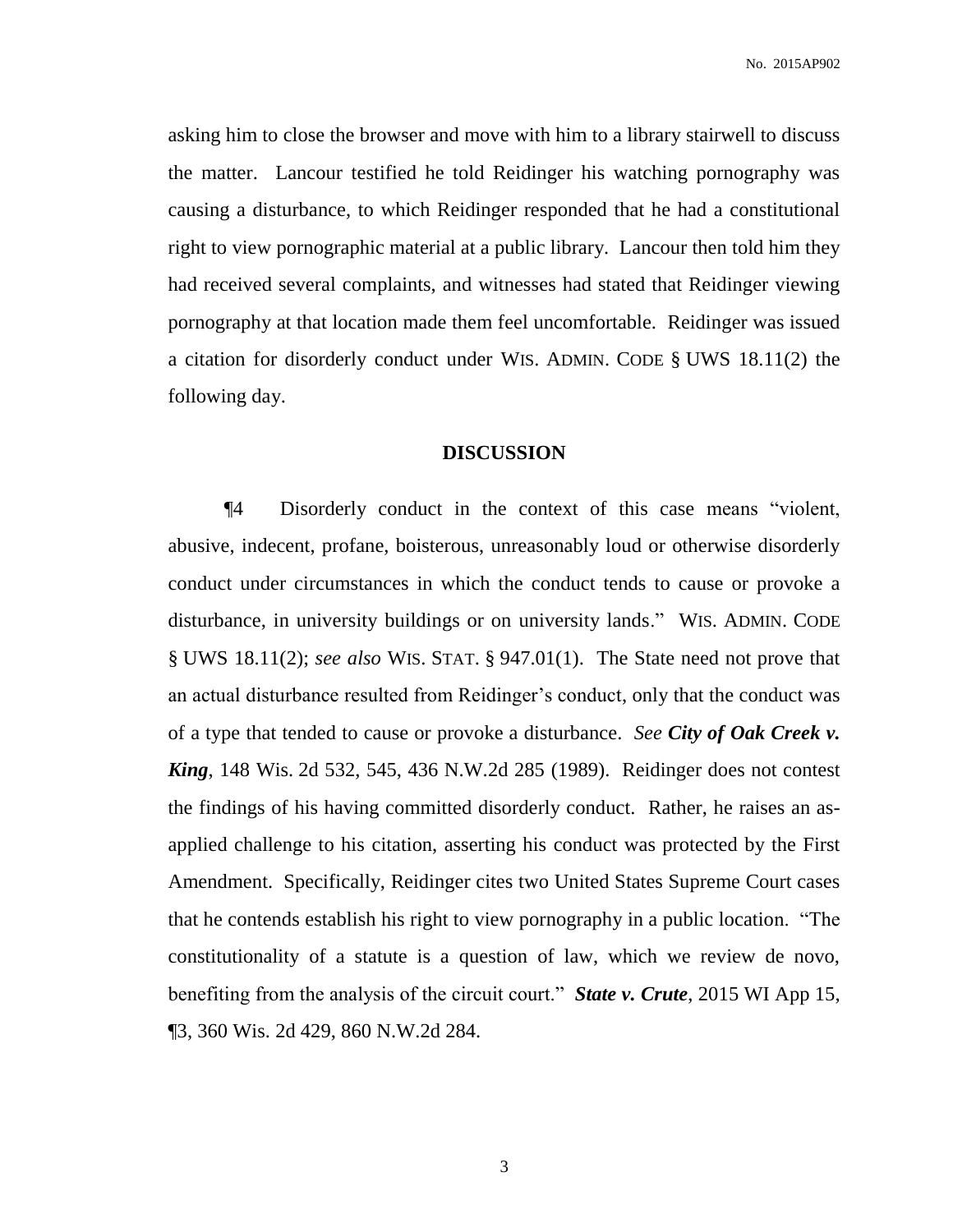asking him to close the browser and move with him to a library stairwell to discuss the matter. Lancour testified he told Reidinger his watching pornography was causing a disturbance, to which Reidinger responded that he had a constitutional right to view pornographic material at a public library. Lancour then told him they had received several complaints, and witnesses had stated that Reidinger viewing pornography at that location made them feel uncomfortable. Reidinger was issued a citation for disorderly conduct under WIS. ADMIN. CODE § UWS 18.11(2) the following day.

## DISCUSSION

¶4 Disorderly conduct in the context of this case means "violent, abusive, indecent, profane, boisterous, unreasonably loud or otherwise disorderly conduct under circumstances in which the conduct tends to cause or provoke a disturbance, in university buildings or on university lands." WIS. ADMIN. CODE § UWS 18.11(2); *see also* WIS. STAT. § 947.01(1). The State need not prove that an actual disturbance resulted from Reidinger's conduct, only that the conduct was of a type that tended to cause or provoke a disturbance. *See* ***City of Oak Creek v. King***, 148 Wis. 2d 532, 545, 436 N.W.2d 285 (1989). Reidinger does not contest the findings of his having committed disorderly conduct. Rather, he raises an as-applied challenge to his citation, asserting his conduct was protected by the First Amendment. Specifically, Reidinger cites two United States Supreme Court cases that he contends establish his right to view pornography in a public location. "The constitutionality of a statute is a question of law, which we review de novo, benefiting from the analysis of the circuit court." ***State v. Crute***, 2015 WI App 15, ¶3, 360 Wis. 2d 429, 860 N.W.2d 284.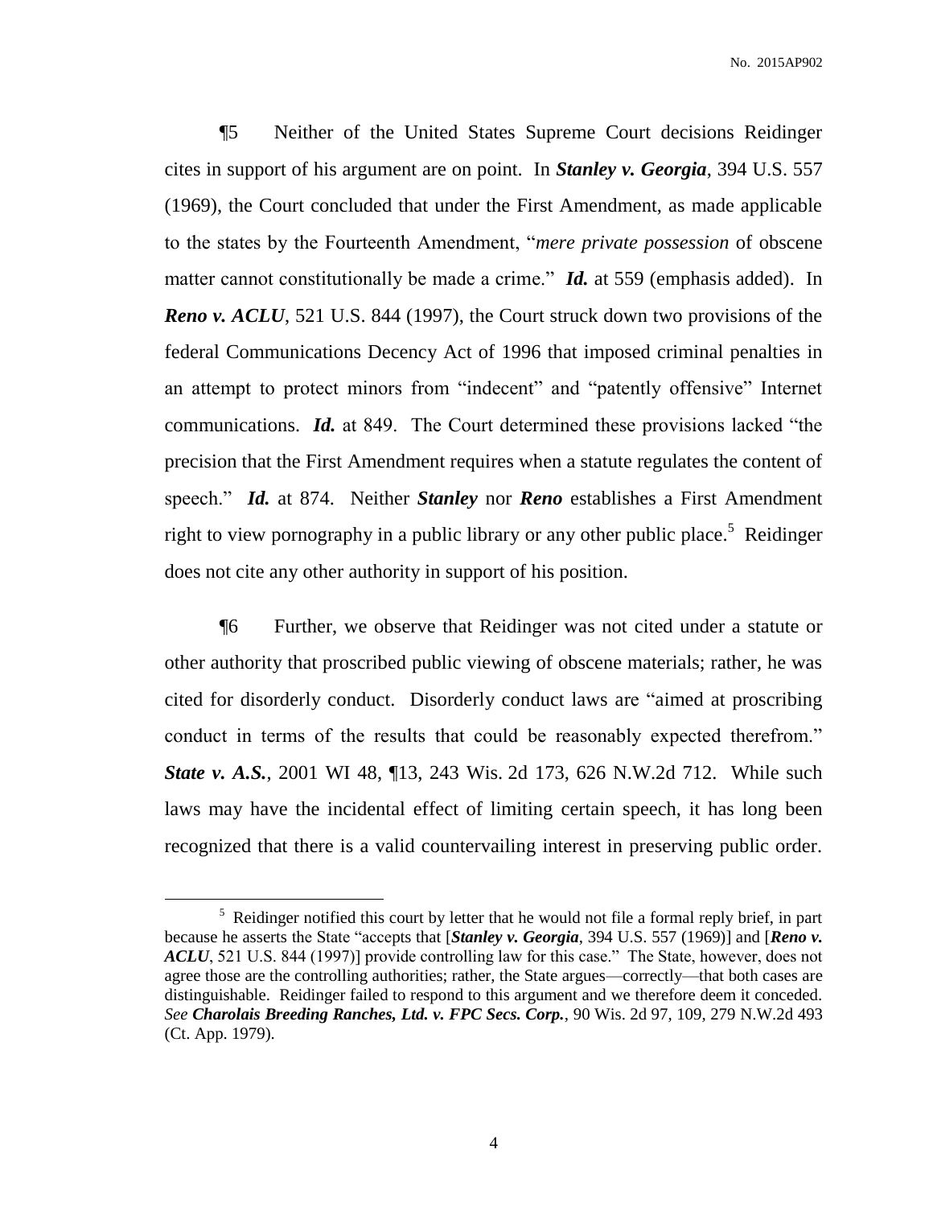¶5 Neither of the United States Supreme Court decisions Reidinger cites in support of his argument are on point. In ***Stanley v. Georgia***, 394 U.S. 557 (1969), the Court concluded that under the First Amendment, as made applicable to the states by the Fourteenth Amendment, "*mere private possession* of obscene matter cannot constitutionally be made a crime." ***Id.*** at 559 (emphasis added). In ***Reno v. ACLU***, 521 U.S. 844 (1997), the Court struck down two provisions of the federal Communications Decency Act of 1996 that imposed criminal penalties in an attempt to protect minors from "indecent" and "patently offensive" Internet communications. ***Id.*** at 849. The Court determined these provisions lacked "the precision that the First Amendment requires when a statute regulates the content of speech." ***Id.*** at 874. Neither ***Stanley*** nor ***Reno*** establishes a First Amendment right to view pornography in a public library or any other public place.[5] Reidinger does not cite any other authority in support of his position.

¶6 Further, we observe that Reidinger was not cited under a statute or other authority that proscribed public viewing of obscene materials; rather, he was cited for disorderly conduct. Disorderly conduct laws are "aimed at proscribing conduct in terms of the results that could be reasonably expected therefrom." ***State v. A.S.***, 2001 WI 48, ¶13, 243 Wis. 2d 173, 626 N.W.2d 712. While such laws may have the incidental effect of limiting certain speech, it has long been recognized that there is a valid countervailing interest in preserving public order.

[5] Reidinger notified this court by letter that he would not file a formal reply brief, in part because he asserts the State "accepts that [***Stanley v. Georgia***, 394 U.S. 557 (1969)] and [***Reno v. ACLU***, 521 U.S. 844 (1997)] provide controlling law for this case." The State, however, does not agree those are the controlling authorities; rather, the State argues—correctly—that both cases are distinguishable. Reidinger failed to respond to this argument and we therefore deem it conceded. *See* ***Charolais Breeding Ranches, Ltd. v. FPC Secs. Corp.***, 90 Wis. 2d 97, 109, 279 N.W.2d 493 (Ct. App. 1979).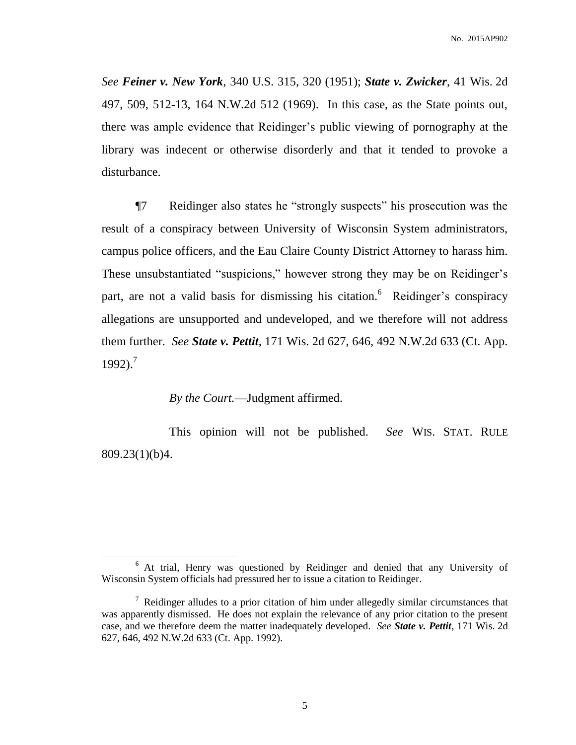*See **Feiner v. New York***, 340 U.S. 315, 320 (1951); ***State v. Zwicker***, 41 Wis. 2d 497, 509, 512-13, 164 N.W.2d 512 (1969). In this case, as the State points out, there was ample evidence that Reidinger's public viewing of pornography at the library was indecent or otherwise disorderly and that it tended to provoke a disturbance.

¶7 Reidinger also states he "strongly suspects" his prosecution was the result of a conspiracy between University of Wisconsin System administrators, campus police officers, and the Eau Claire County District Attorney to harass him. These unsubstantiated "suspicions," however strong they may be on Reidinger's part, are not a valid basis for dismissing his citation.[6] Reidinger's conspiracy allegations are unsupported and undeveloped, and we therefore will not address them further. *See **State v. Pettit***, 171 Wis. 2d 627, 646, 492 N.W.2d 633 (Ct. App. 1992).[7]

*By the Court.*—Judgment affirmed.

This opinion will not be published. *See* WIS. STAT. RULE 809.23(1)(b)4.

---

[6] At trial, Henry was questioned by Reidinger and denied that any University of Wisconsin System officials had pressured her to issue a citation to Reidinger.

[7] Reidinger alludes to a prior citation of him under allegedly similar circumstances that was apparently dismissed. He does not explain the relevance of any prior citation to the present case, and we therefore deem the matter inadequately developed. *See **State v. Pettit***, 171 Wis. 2d 627, 646, 492 N.W.2d 633 (Ct. App. 1992).